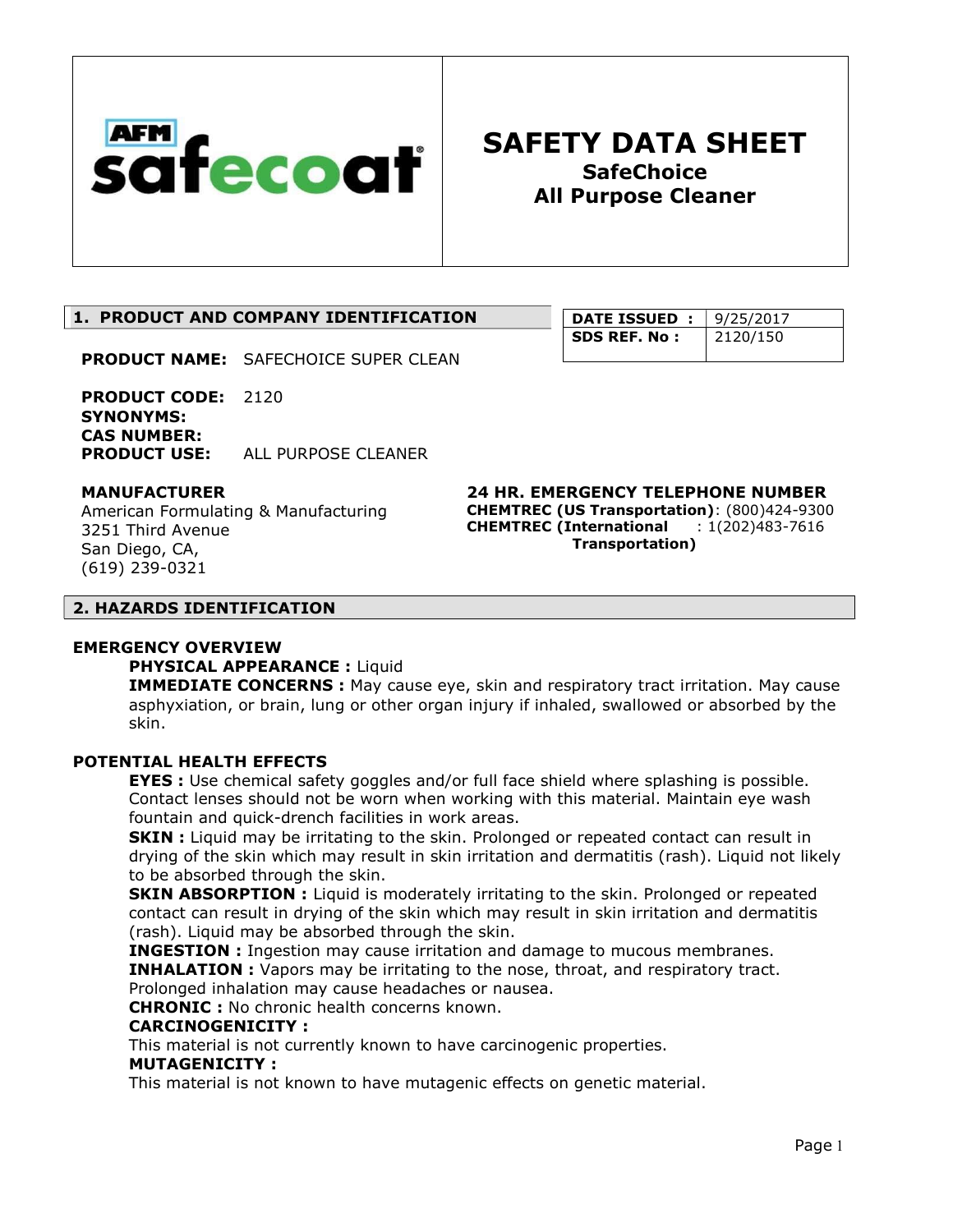**AFM safecoat**

# SAFETY DATA SHEET
## SafeChoice
## All Purpose Cleaner

| DATE ISSUED : | 9/25/2017 |
|---|---|
| SDS REF. No : | 2120/150 |

## 1. PRODUCT AND COMPANY IDENTIFICATION

**PRODUCT NAME:** SAFECHOICE SUPER CLEAN

**PRODUCT CODE:** 2120
**SYNONYMS:**
**CAS NUMBER:**
**PRODUCT USE:** ALL PURPOSE CLEANER

**MANUFACTURER**
American Formulating & Manufacturing
3251 Third Avenue
San Diego, CA,
(619) 239-0321

**24 HR. EMERGENCY TELEPHONE NUMBER**
**CHEMTREC (US Transportation)**: (800)424-9300
**CHEMTREC (International Transportation)** : 1(202)483-7616

## 2. HAZARDS IDENTIFICATION

**EMERGENCY OVERVIEW**

**PHYSICAL APPEARANCE :** Liquid
**IMMEDIATE CONCERNS :** May cause eye, skin and respiratory tract irritation. May cause asphyxiation, or brain, lung or other organ injury if inhaled, swallowed or absorbed by the skin.

**POTENTIAL HEALTH EFFECTS**

**EYES :** Use chemical safety goggles and/or full face shield where splashing is possible. Contact lenses should not be worn when working with this material. Maintain eye wash fountain and quick-drench facilities in work areas.
**SKIN :** Liquid may be irritating to the skin. Prolonged or repeated contact can result in drying of the skin which may result in skin irritation and dermatitis (rash). Liquid not likely to be absorbed through the skin.
**SKIN ABSORPTION :** Liquid is moderately irritating to the skin. Prolonged or repeated contact can result in drying of the skin which may result in skin irritation and dermatitis (rash). Liquid may be absorbed through the skin.
**INGESTION :** Ingestion may cause irritation and damage to mucous membranes.
**INHALATION :** Vapors may be irritating to the nose, throat, and respiratory tract. Prolonged inhalation may cause headaches or nausea.
**CHRONIC :** No chronic health concerns known.
**CARCINOGENICITY :**
This material is not currently known to have carcinogenic properties.
**MUTAGENICITY :**
This material is not known to have mutagenic effects on genetic material.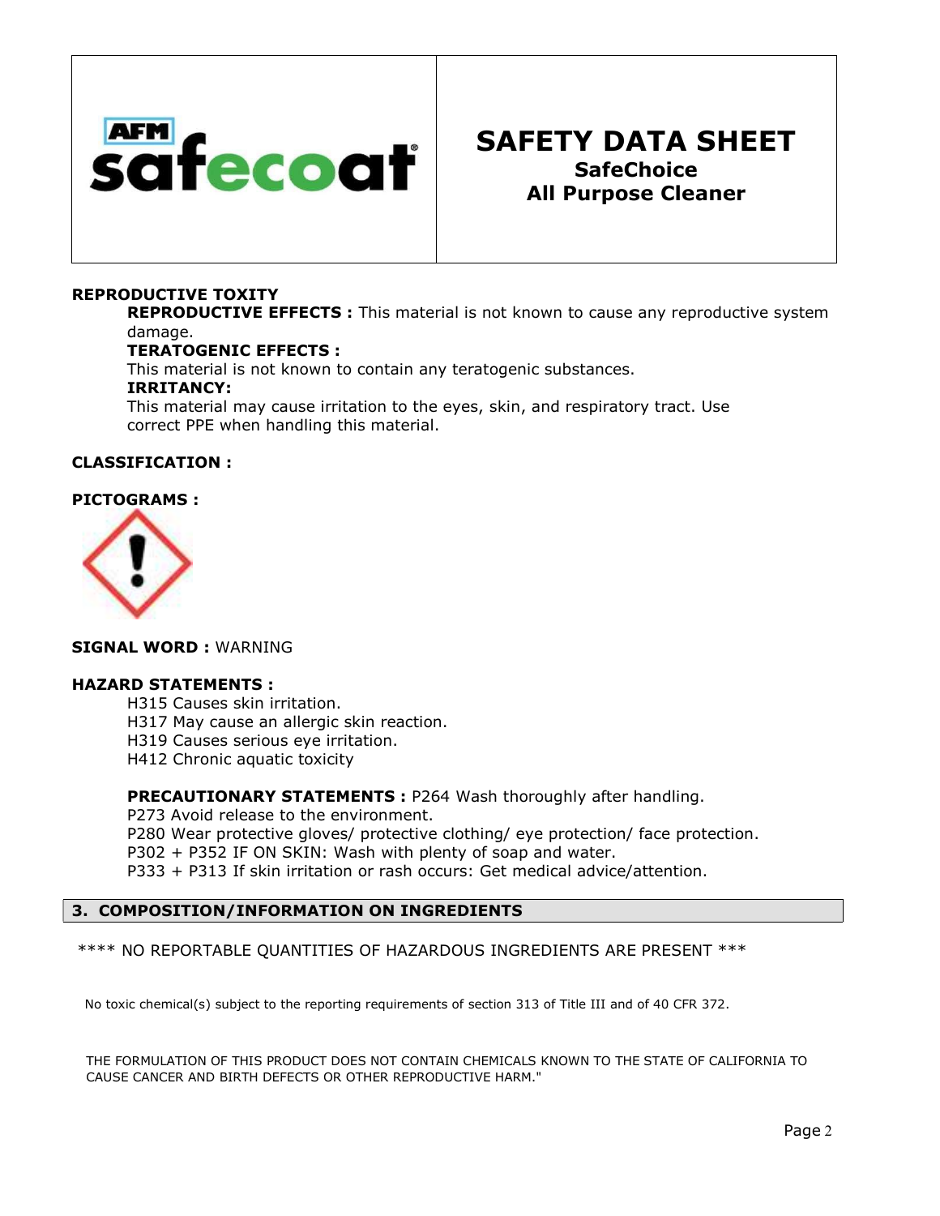# SAFETY DATA SHEET
## SafeChoice
## All Purpose Cleaner

**REPRODUCTIVE TOXITY**

**REPRODUCTIVE EFFECTS :** This material is not known to cause any reproductive system damage.

**TERATOGENIC EFFECTS :**
This material is not known to contain any teratogenic substances.

**IRRITANCY:**
This material may cause irritation to the eyes, skin, and respiratory tract. Use correct PPE when handling this material.

**CLASSIFICATION :**

**PICTOGRAMS :**

**SIGNAL WORD :** WARNING

**HAZARD STATEMENTS :**

H315 Causes skin irritation.
H317 May cause an allergic skin reaction.
H319 Causes serious eye irritation.
H412 Chronic aquatic toxicity

**PRECAUTIONARY STATEMENTS :** P264 Wash thoroughly after handling.
P273 Avoid release to the environment.
P280 Wear protective gloves/ protective clothing/ eye protection/ face protection.
P302 + P352 IF ON SKIN: Wash with plenty of soap and water.
P333 + P313 If skin irritation or rash occurs: Get medical advice/attention.

## 3. COMPOSITION/INFORMATION ON INGREDIENTS

**** NO REPORTABLE QUANTITIES OF HAZARDOUS INGREDIENTS ARE PRESENT ***

No toxic chemical(s) subject to the reporting requirements of section 313 of Title III and of 40 CFR 372.

THE FORMULATION OF THIS PRODUCT DOES NOT CONTAIN CHEMICALS KNOWN TO THE STATE OF CALIFORNIA TO CAUSE CANCER AND BIRTH DEFECTS OR OTHER REPRODUCTIVE HARM."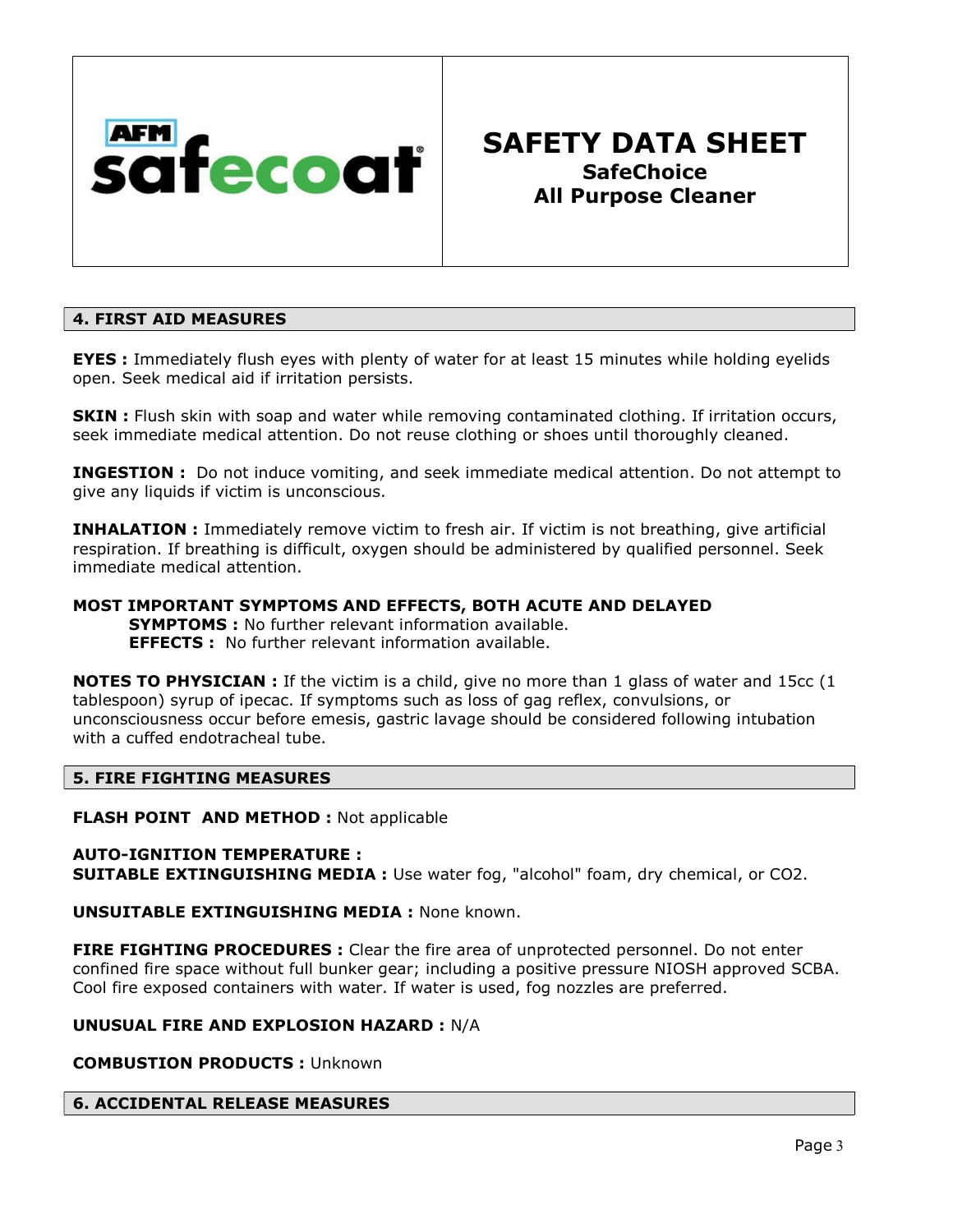# SAFETY DATA SHEET
## SafeChoice All Purpose Cleaner

## 4. FIRST AID MEASURES

**EYES :** Immediately flush eyes with plenty of water for at least 15 minutes while holding eyelids open. Seek medical aid if irritation persists.

**SKIN :** Flush skin with soap and water while removing contaminated clothing. If irritation occurs, seek immediate medical attention. Do not reuse clothing or shoes until thoroughly cleaned.

**INGESTION :** Do not induce vomiting, and seek immediate medical attention. Do not attempt to give any liquids if victim is unconscious.

**INHALATION :** Immediately remove victim to fresh air. If victim is not breathing, give artificial respiration. If breathing is difficult, oxygen should be administered by qualified personnel. Seek immediate medical attention.

**MOST IMPORTANT SYMPTOMS AND EFFECTS, BOTH ACUTE AND DELAYED**

**SYMPTOMS :** No further relevant information available.

**EFFECTS :** No further relevant information available.

**NOTES TO PHYSICIAN :** If the victim is a child, give no more than 1 glass of water and 15cc (1 tablespoon) syrup of ipecac. If symptoms such as loss of gag reflex, convulsions, or unconsciousness occur before emesis, gastric lavage should be considered following intubation with a cuffed endotracheal tube.

## 5. FIRE FIGHTING MEASURES

**FLASH POINT AND METHOD :** Not applicable

**AUTO-IGNITION TEMPERATURE :**

**SUITABLE EXTINGUISHING MEDIA :** Use water fog, "alcohol" foam, dry chemical, or $CO_2$.

**UNSUITABLE EXTINGUISHING MEDIA :** None known.

**FIRE FIGHTING PROCEDURES :** Clear the fire area of unprotected personnel. Do not enter confined fire space without full bunker gear; including a positive pressure NIOSH approved SCBA. Cool fire exposed containers with water. If water is used, fog nozzles are preferred.

**UNUSUAL FIRE AND EXPLOSION HAZARD :** N/A

**COMBUSTION PRODUCTS :** Unknown

## 6. ACCIDENTAL RELEASE MEASURES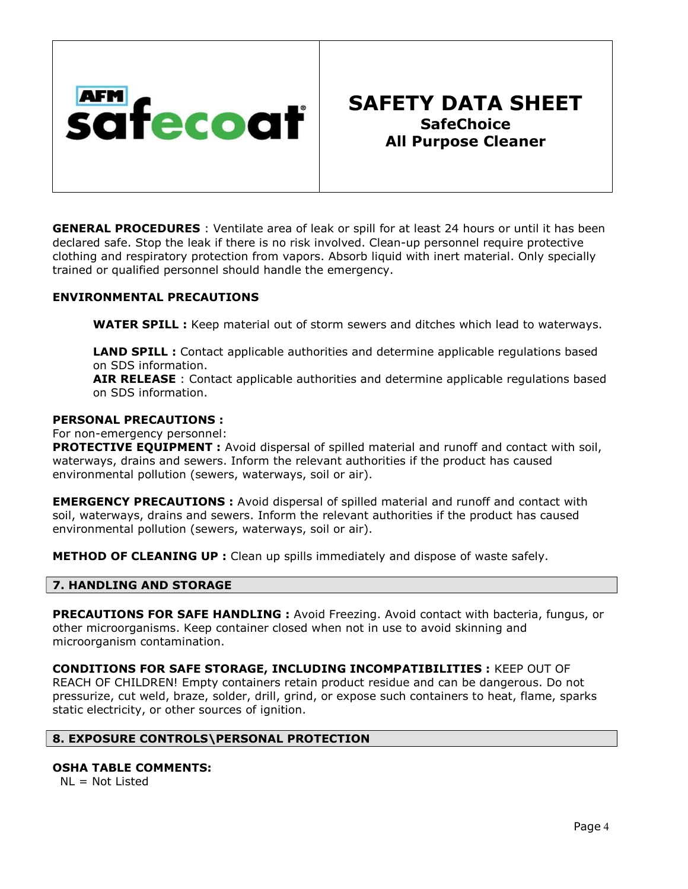**GENERAL PROCEDURES** : Ventilate area of leak or spill for at least 24 hours or until it has been declared safe. Stop the leak if there is no risk involved. Clean-up personnel require protective clothing and respiratory protection from vapors. Absorb liquid with inert material. Only specially trained or qualified personnel should handle the emergency.

**ENVIRONMENTAL PRECAUTIONS**

**WATER SPILL :** Keep material out of storm sewers and ditches which lead to waterways.

**LAND SPILL :** Contact applicable authorities and determine applicable regulations based on SDS information.

**AIR RELEASE** : Contact applicable authorities and determine applicable regulations based on SDS information.

**PERSONAL PRECAUTIONS :**

For non-emergency personnel:

**PROTECTIVE EQUIPMENT :** Avoid dispersal of spilled material and runoff and contact with soil, waterways, drains and sewers. Inform the relevant authorities if the product has caused environmental pollution (sewers, waterways, soil or air).

**EMERGENCY PRECAUTIONS :** Avoid dispersal of spilled material and runoff and contact with soil, waterways, drains and sewers. Inform the relevant authorities if the product has caused environmental pollution (sewers, waterways, soil or air).

**METHOD OF CLEANING UP :** Clean up spills immediately and dispose of waste safely.

## 7. HANDLING AND STORAGE

**PRECAUTIONS FOR SAFE HANDLING :** Avoid Freezing. Avoid contact with bacteria, fungus, or other microorganisms. Keep container closed when not in use to avoid skinning and microorganism contamination.

**CONDITIONS FOR SAFE STORAGE, INCLUDING INCOMPATIBILITIES :** KEEP OUT OF REACH OF CHILDREN! Empty containers retain product residue and can be dangerous. Do not pressurize, cut weld, braze, solder, drill, grind, or expose such containers to heat, flame, sparks static electricity, or other sources of ignition.

## 8. EXPOSURE CONTROLS\PERSONAL PROTECTION

**OSHA TABLE COMMENTS:**

NL = Not Listed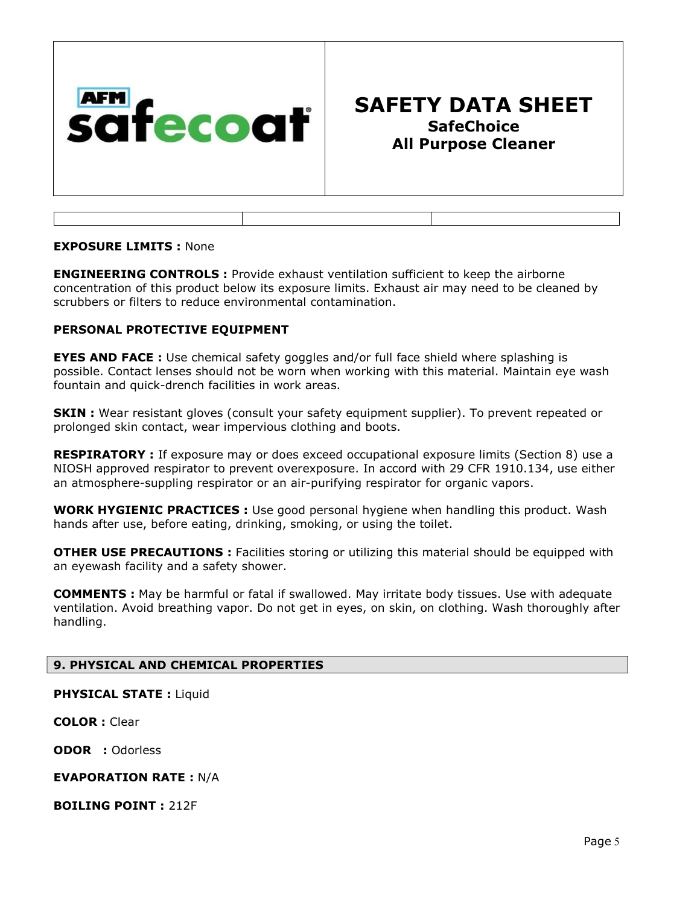**EXPOSURE LIMITS :** None

**ENGINEERING CONTROLS :** Provide exhaust ventilation sufficient to keep the airborne concentration of this product below its exposure limits. Exhaust air may need to be cleaned by scrubbers or filters to reduce environmental contamination.

**PERSONAL PROTECTIVE EQUIPMENT**

**EYES AND FACE :** Use chemical safety goggles and/or full face shield where splashing is possible. Contact lenses should not be worn when working with this material. Maintain eye wash fountain and quick-drench facilities in work areas.

**SKIN :** Wear resistant gloves (consult your safety equipment supplier). To prevent repeated or prolonged skin contact, wear impervious clothing and boots.

**RESPIRATORY :** If exposure may or does exceed occupational exposure limits (Section 8) use a NIOSH approved respirator to prevent overexposure. In accord with 29 CFR 1910.134, use either an atmosphere-suppling respirator or an air-purifying respirator for organic vapors.

**WORK HYGIENIC PRACTICES :** Use good personal hygiene when handling this product. Wash hands after use, before eating, drinking, smoking, or using the toilet.

**OTHER USE PRECAUTIONS :** Facilities storing or utilizing this material should be equipped with an eyewash facility and a safety shower.

**COMMENTS :** May be harmful or fatal if swallowed. May irritate body tissues. Use with adequate ventilation. Avoid breathing vapor. Do not get in eyes, on skin, on clothing. Wash thoroughly after handling.

## 9. PHYSICAL AND CHEMICAL PROPERTIES

**PHYSICAL STATE :** Liquid

**COLOR :** Clear

**ODOR :** Odorless

**EVAPORATION RATE :** N/A

**BOILING POINT :** 212F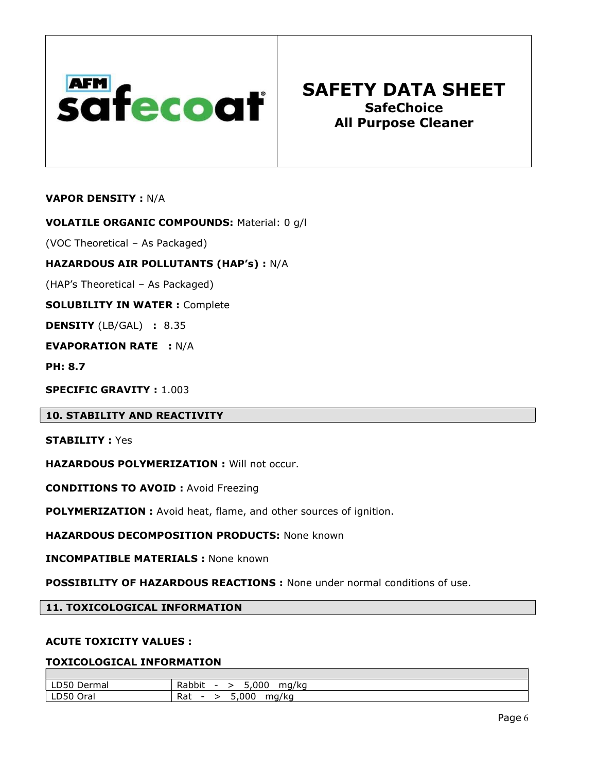| AFM safecoat | **SAFETY DATA SHEET**<br>**SafeChoice**<br>**All Purpose Cleaner** |
| --- | --- |

**VAPOR DENSITY :** N/A

**VOLATILE ORGANIC COMPOUNDS:** Material: 0 g/l

(VOC Theoretical – As Packaged)

**HAZARDOUS AIR POLLUTANTS (HAP's) :** N/A

(HAP's Theoretical – As Packaged)

**SOLUBILITY IN WATER :** Complete

**DENSITY** (LB/GAL) **:** 8.35

**EVAPORATION RATE :** N/A

**PH: 8.7**

**SPECIFIC GRAVITY :** 1.003

## 10. STABILITY AND REACTIVITY

**STABILITY :** Yes

**HAZARDOUS POLYMERIZATION :** Will not occur.

**CONDITIONS TO AVOID :** Avoid Freezing

**POLYMERIZATION :** Avoid heat, flame, and other sources of ignition.

**HAZARDOUS DECOMPOSITION PRODUCTS:** None known

**INCOMPATIBLE MATERIALS :** None known

**POSSIBILITY OF HAZARDOUS REACTIONS :** None under normal conditions of use.

## 11. TOXICOLOGICAL INFORMATION

**ACUTE TOXICITY VALUES :**

**TOXICOLOGICAL INFORMATION**

| | |
| --- | --- |
| LD50 Dermal | Rabbit - > 5,000 mg/kg |
| LD50 Oral | Rat - > 5,000 mg/kg |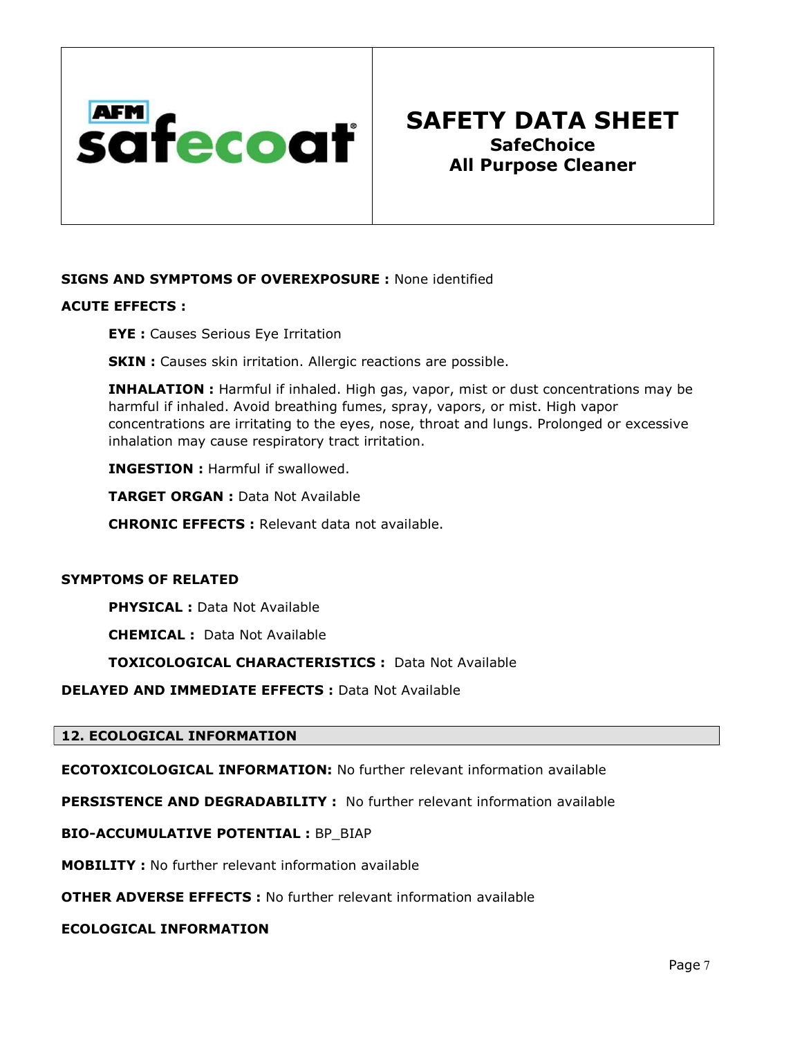**SIGNS AND SYMPTOMS OF OVEREXPOSURE :** None identified

**ACUTE EFFECTS :**

**EYE :** Causes Serious Eye Irritation

**SKIN :** Causes skin irritation. Allergic reactions are possible.

**INHALATION :** Harmful if inhaled. High gas, vapor, mist or dust concentrations may be harmful if inhaled. Avoid breathing fumes, spray, vapors, or mist. High vapor concentrations are irritating to the eyes, nose, throat and lungs. Prolonged or excessive inhalation may cause respiratory tract irritation.

**INGESTION :** Harmful if swallowed.

**TARGET ORGAN :** Data Not Available

**CHRONIC EFFECTS :** Relevant data not available.

**SYMPTOMS OF RELATED**

**PHYSICAL :** Data Not Available

**CHEMICAL :** Data Not Available

**TOXICOLOGICAL CHARACTERISTICS :** Data Not Available

**DELAYED AND IMMEDIATE EFFECTS :** Data Not Available

## 12. ECOLOGICAL INFORMATION

**ECOTOXICOLOGICAL INFORMATION:** No further relevant information available

**PERSISTENCE AND DEGRADABILITY :** No further relevant information available

**BIO-ACCUMULATIVE POTENTIAL :** BP_BIAP

**MOBILITY :** No further relevant information available

**OTHER ADVERSE EFFECTS :** No further relevant information available

**ECOLOGICAL INFORMATION**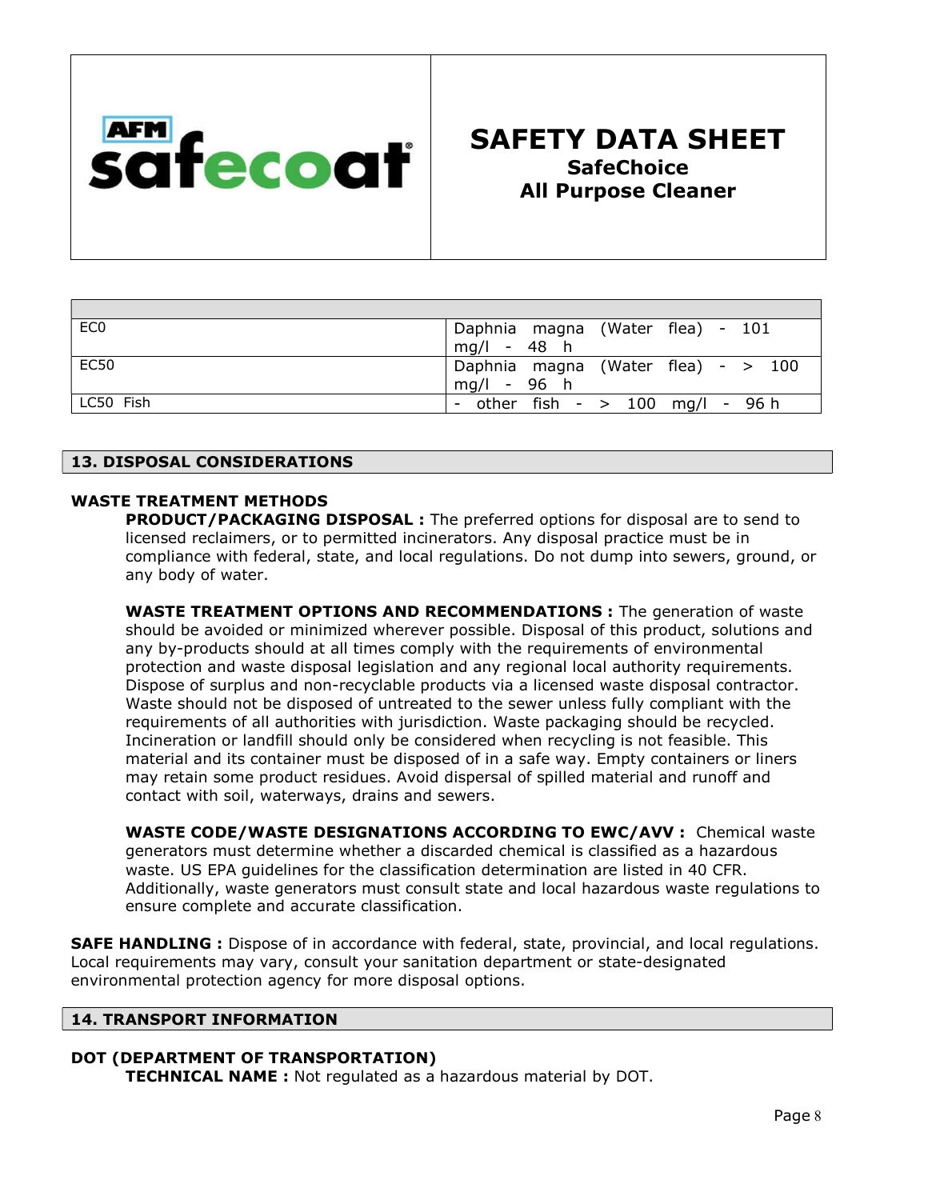# SAFETY DATA SHEET
## SafeChoice All Purpose Cleaner

| | |
|---|---|
| EC0 | Daphnia magna (Water flea) - 101 mg/l - 48 h |
| EC50 | Daphnia magna (Water flea) - > 100 mg/l - 96 h |
| LC50 Fish | - other fish - > 100 mg/l - 96 h |

## 13. DISPOSAL CONSIDERATIONS

### WASTE TREATMENT METHODS

**PRODUCT/PACKAGING DISPOSAL :** The preferred options for disposal are to send to licensed reclaimers, or to permitted incinerators. Any disposal practice must be in compliance with federal, state, and local regulations. Do not dump into sewers, ground, or any body of water.

**WASTE TREATMENT OPTIONS AND RECOMMENDATIONS :** The generation of waste should be avoided or minimized wherever possible. Disposal of this product, solutions and any by-products should at all times comply with the requirements of environmental protection and waste disposal legislation and any regional local authority requirements. Dispose of surplus and non-recyclable products via a licensed waste disposal contractor. Waste should not be disposed of untreated to the sewer unless fully compliant with the requirements of all authorities with jurisdiction. Waste packaging should be recycled. Incineration or landfill should only be considered when recycling is not feasible. This material and its container must be disposed of in a safe way. Empty containers or liners may retain some product residues. Avoid dispersal of spilled material and runoff and contact with soil, waterways, drains and sewers.

**WASTE CODE/WASTE DESIGNATIONS ACCORDING TO EWC/AVV :** Chemical waste generators must determine whether a discarded chemical is classified as a hazardous waste. US EPA guidelines for the classification determination are listed in 40 CFR. Additionally, waste generators must consult state and local hazardous waste regulations to ensure complete and accurate classification.

**SAFE HANDLING :** Dispose of in accordance with federal, state, provincial, and local regulations. Local requirements may vary, consult your sanitation department or state-designated environmental protection agency for more disposal options.

## 14. TRANSPORT INFORMATION

### DOT (DEPARTMENT OF TRANSPORTATION)

**TECHNICAL NAME :** Not regulated as a hazardous material by DOT.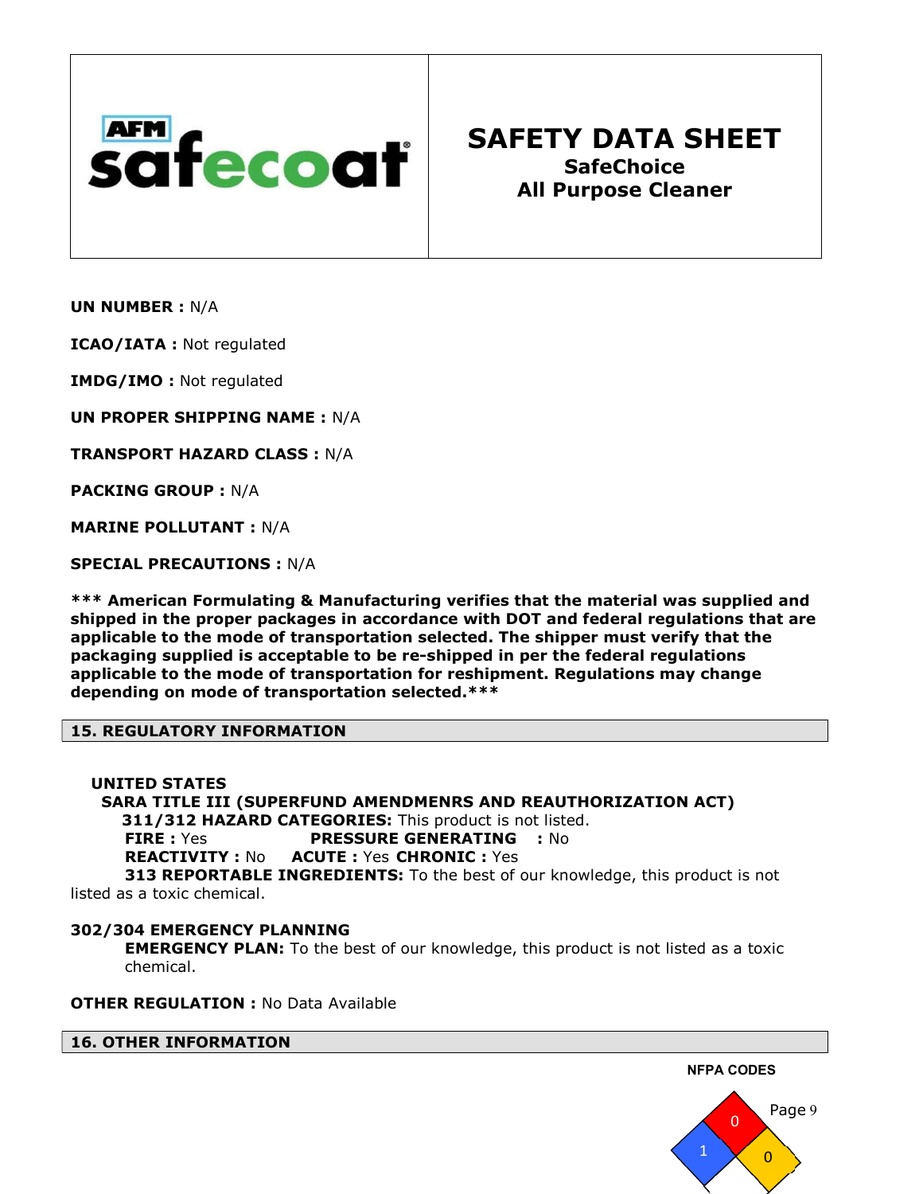# SAFETY DATA SHEET
## SafeChoice
## All Purpose Cleaner

**UN NUMBER :** N/A

**ICAO/IATA :** Not regulated

**IMDG/IMO :** Not regulated

**UN PROPER SHIPPING NAME :** N/A

**TRANSPORT HAZARD CLASS :** N/A

**PACKING GROUP :** N/A

**MARINE POLLUTANT :** N/A

**SPECIAL PRECAUTIONS :** N/A

**\*\*\* American Formulating & Manufacturing verifies that the material was supplied and shipped in the proper packages in accordance with DOT and federal regulations that are applicable to the mode of transportation selected. The shipper must verify that the packaging supplied is acceptable to be re-shipped in per the federal regulations applicable to the mode of transportation for reshipment. Regulations may change depending on mode of transportation selected.\*\*\***

## 15. REGULATORY INFORMATION

**UNITED STATES**

**SARA TITLE III (SUPERFUND AMENDMENRS AND REAUTHORIZATION ACT)**

**311/312 HAZARD CATEGORIES:** This product is not listed.

**FIRE :** Yes **PRESSURE GENERATING :** No

**REACTIVITY :** No **ACUTE :** Yes **CHRONIC :** Yes

**313 REPORTABLE INGREDIENTS:** To the best of our knowledge, this product is not listed as a toxic chemical.

**302/304 EMERGENCY PLANNING**

**EMERGENCY PLAN:** To the best of our knowledge, this product is not listed as a toxic chemical.

**OTHER REGULATION :** No Data Available

## 16. OTHER INFORMATION

**NFPA CODES**

Flammability (red): 0
Health (blue): 1
Reactivity (yellow): 0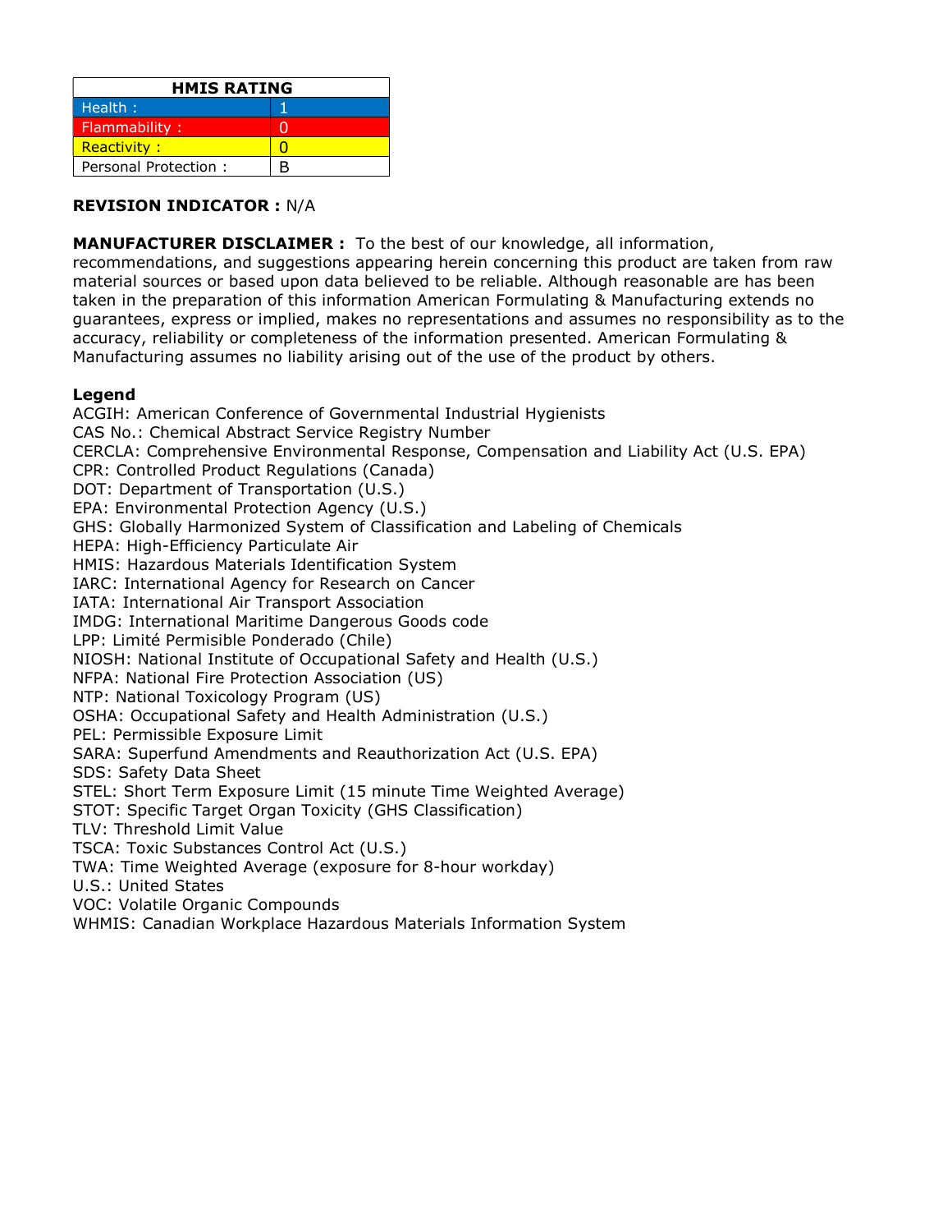| HMIS RATING | |
|---|---|
| Health : | 1 |
| Flammability : | 0 |
| Reactivity : | 0 |
| Personal Protection : | B |

**REVISION INDICATOR :** N/A

**MANUFACTURER DISCLAIMER :** To the best of our knowledge, all information, recommendations, and suggestions appearing herein concerning this product are taken from raw material sources or based upon data believed to be reliable. Although reasonable are has been taken in the preparation of this information American Formulating & Manufacturing extends no guarantees, express or implied, makes no representations and assumes no responsibility as to the accuracy, reliability or completeness of the information presented. American Formulating & Manufacturing assumes no liability arising out of the use of the product by others.

**Legend**

ACGIH: American Conference of Governmental Industrial Hygienists
CAS No.: Chemical Abstract Service Registry Number
CERCLA: Comprehensive Environmental Response, Compensation and Liability Act (U.S. EPA)
CPR: Controlled Product Regulations (Canada)
DOT: Department of Transportation (U.S.)
EPA: Environmental Protection Agency (U.S.)
GHS: Globally Harmonized System of Classification and Labeling of Chemicals
HEPA: High-Efficiency Particulate Air
HMIS: Hazardous Materials Identification System
IARC: International Agency for Research on Cancer
IATA: International Air Transport Association
IMDG: International Maritime Dangerous Goods code
LPP: Limité Permisible Ponderado (Chile)
NIOSH: National Institute of Occupational Safety and Health (U.S.)
NFPA: National Fire Protection Association (US)
NTP: National Toxicology Program (US)
OSHA: Occupational Safety and Health Administration (U.S.)
PEL: Permissible Exposure Limit
SARA: Superfund Amendments and Reauthorization Act (U.S. EPA)
SDS: Safety Data Sheet
STEL: Short Term Exposure Limit (15 minute Time Weighted Average)
STOT: Specific Target Organ Toxicity (GHS Classification)
TLV: Threshold Limit Value
TSCA: Toxic Substances Control Act (U.S.)
TWA: Time Weighted Average (exposure for 8-hour workday)
U.S.: United States
VOC: Volatile Organic Compounds
WHMIS: Canadian Workplace Hazardous Materials Information System